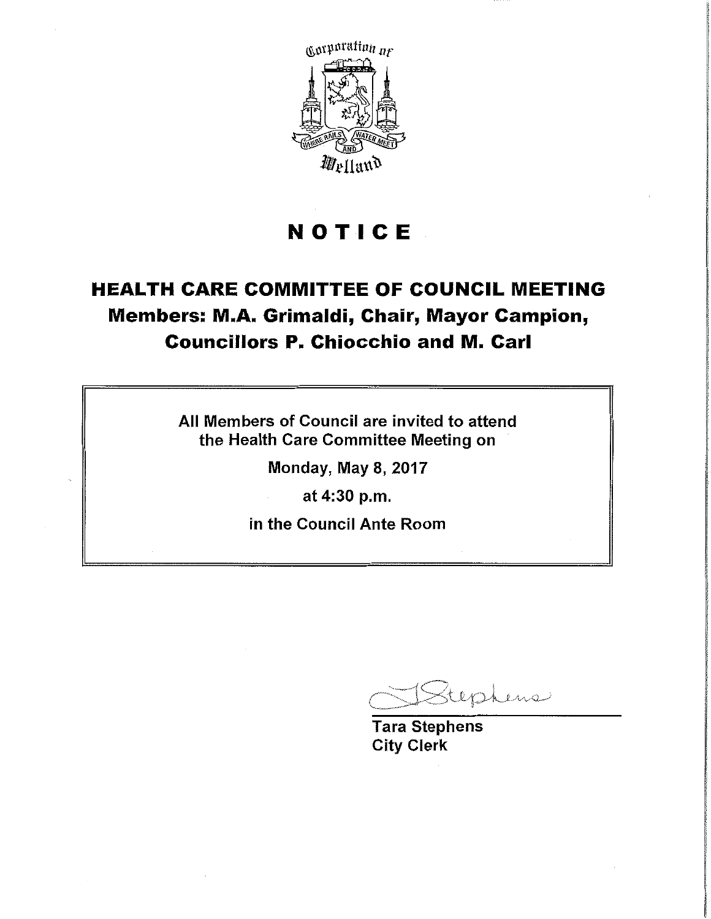Corporation of Welland

WHERE RAILS AND WATER MEET

# NOTICE

## HEALTH CARE COMMITTEE OF COUNCIL MEETING

**Members: M.A. Grimaldi, Chair, Mayor Campion, Councillors P. Chiocchio and M. Carl**

All Members of Council are invited to attend the Health Care Committee Meeting on

Monday, May 8, 2017

at 4:30 p.m.

in the Council Ante Room

T. Stephens

**Tara Stephens**
**City Clerk**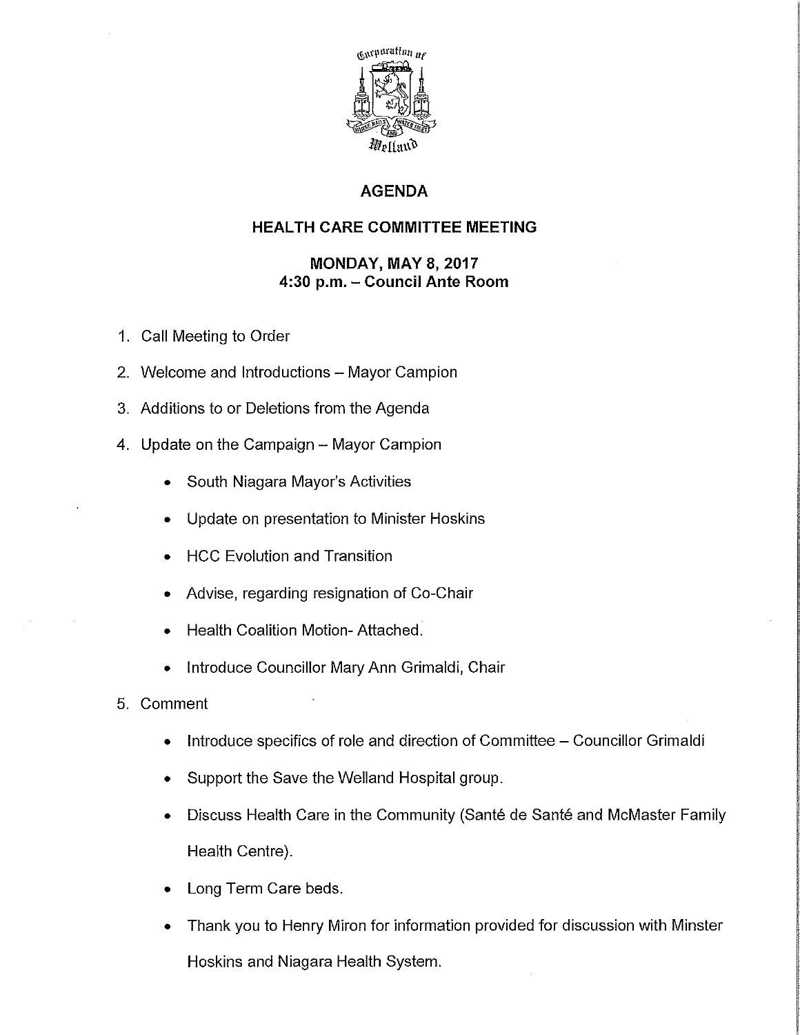# AGENDA

## HEALTH CARE COMMITTEE MEETING

### MONDAY, MAY 8, 2017
### 4:30 p.m. – Council Ante Room

1. Call Meeting to Order
2. Welcome and Introductions – Mayor Campion
3. Additions to or Deletions from the Agenda
4. Update on the Campaign – Mayor Campion
   - South Niagara Mayor's Activities
   - Update on presentation to Minister Hoskins
   - HCC Evolution and Transition
   - Advise, regarding resignation of Co-Chair
   - Health Coalition Motion- Attached.
   - Introduce Councillor Mary Ann Grimaldi, Chair
5. Comment
   - Introduce specifics of role and direction of Committee – Councillor Grimaldi
   - Support the Save the Welland Hospital group.
   - Discuss Health Care in the Community (Santé de Santé and McMaster Family Health Centre).
   - Long Term Care beds.
   - Thank you to Henry Miron for information provided for discussion with Minster Hoskins and Niagara Health System.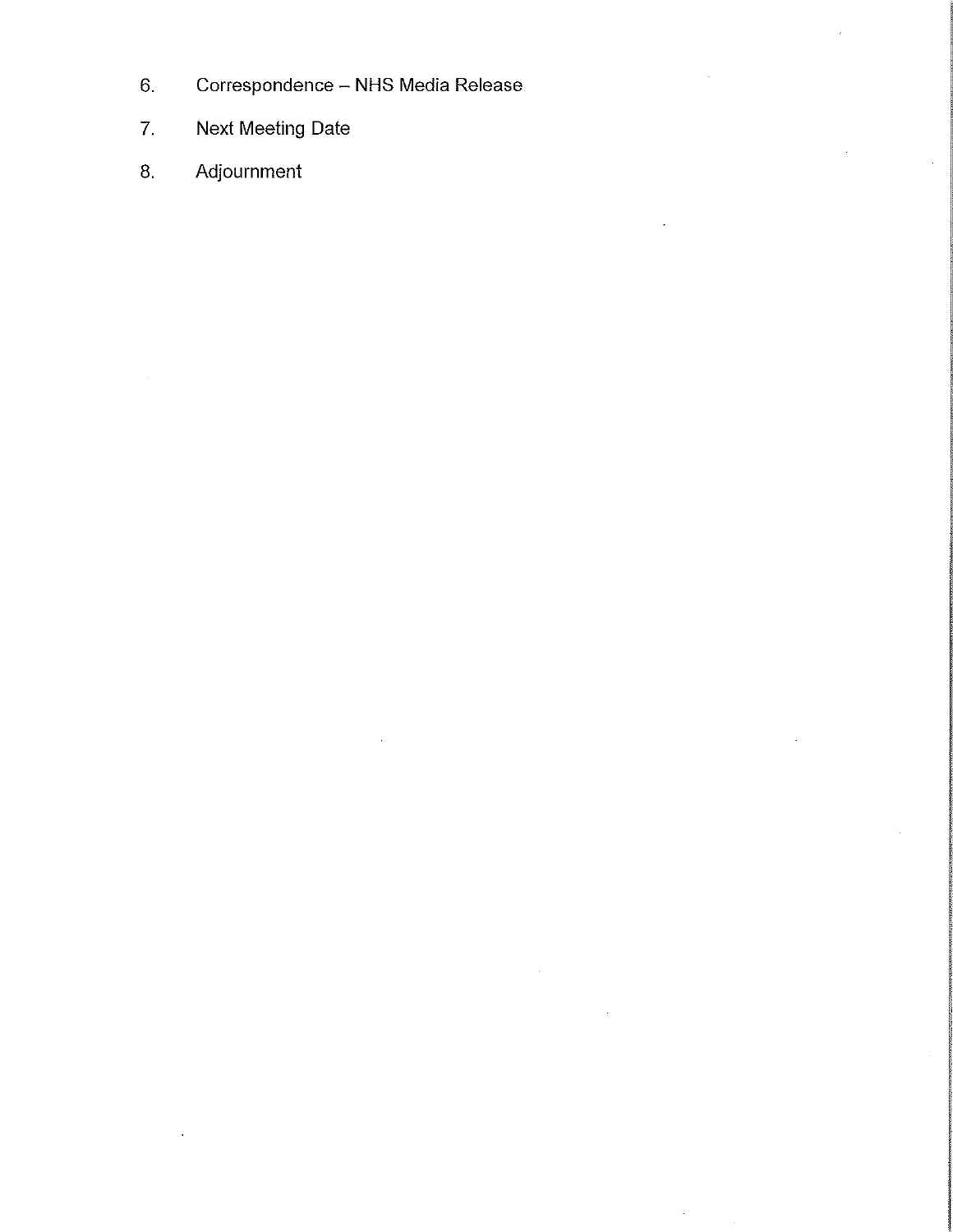6. Correspondence – NHS Media Release

7. Next Meeting Date

8. Adjournment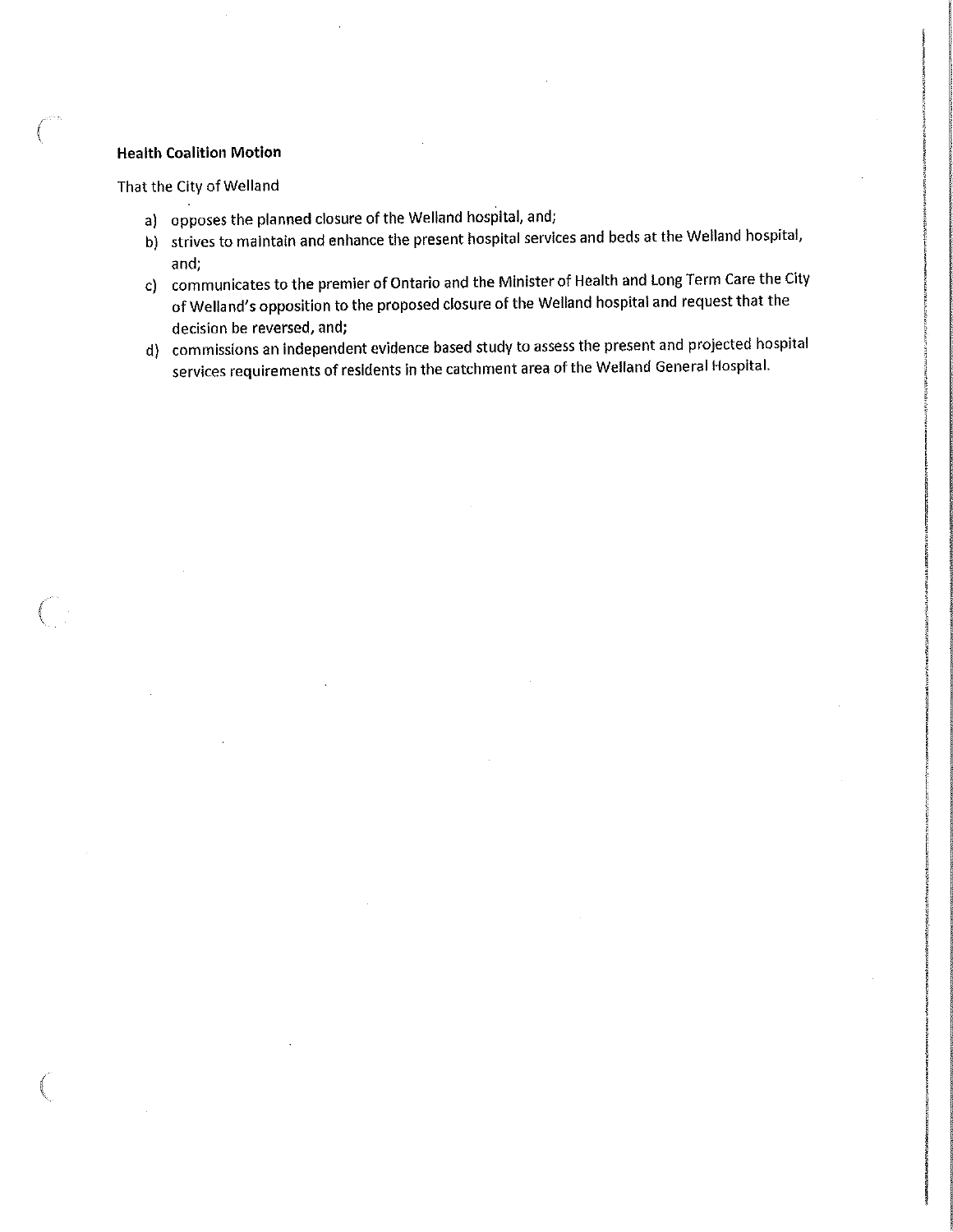**Health Coalition Motion**

That the City of Welland

a) opposes the planned closure of the Welland hospital, and;
b) strives to maintain and enhance the present hospital services and beds at the Welland hospital, and;
c) communicates to the premier of Ontario and the Minister of Health and Long Term Care the City of Welland's opposition to the proposed closure of the Welland hospital and request that the decision be reversed, and;
d) commissions an independent evidence based study to assess the present and projected hospital services requirements of residents in the catchment area of the Welland General Hospital.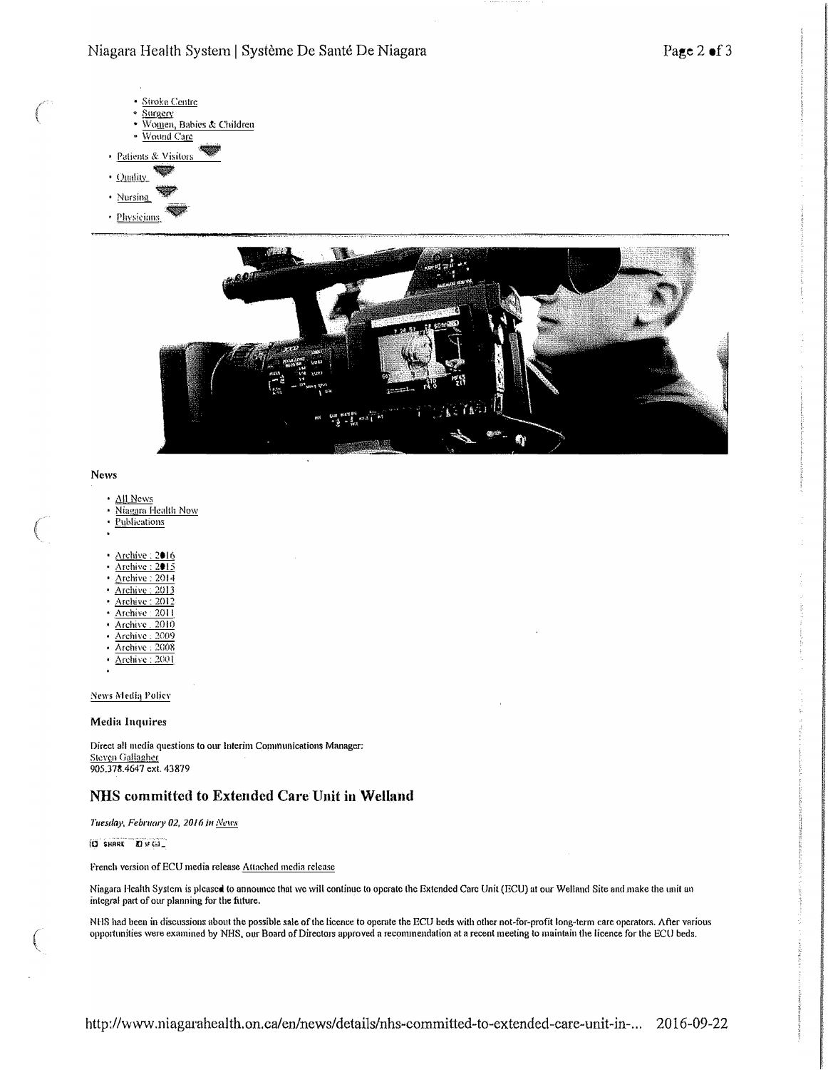- Stroke Centre
- Surgery
- Women, Babies & Children
- Wound Care

- Patients & Visitors
- Quality
- Nursing
- Physicians

**News**

- All News
- Niagara Health Now
- Publications

- Archive : 2016
- Archive : 2015
- Archive : 2014
- Archive : 2013
- Archive : 2012
- Archive : 2011
- Archive : 2010
- Archive : 2009
- Archive : 2008
- Archive : 2001

News Media Policy

**Media Inquires**

Direct all media questions to our Interim Communications Manager:
Steven Gallagher
905.378.4647 ext. 43879

## NHS committed to Extended Care Unit in Welland

*Tuesday, February 02, 2016 in News*

French version of ECU media release Attached media release

Niagara Health System is pleased to announce that we will continue to operate the Extended Care Unit (ECU) at our Welland Site and make the unit an integral part of our planning for the future.

NHS had been in discussions about the possible sale of the licence to operate the ECU beds with other not-for-profit long-term care operators. After various opportunities were examined by NHS, our Board of Directors approved a recommendation at a recent meeting to maintain the licence for the ECU beds.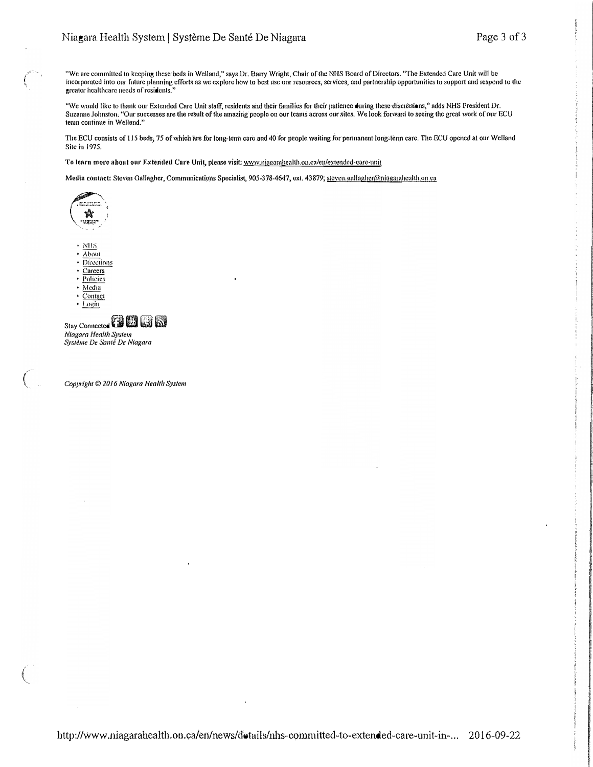"We are committed to keeping these beds in Welland," says Dr. Barry Wright, Chair of the NHS Board of Directors. "The Extended Care Unit will be incorporated into our future planning efforts as we explore how to best use our resources, services, and partnership opportunities to support and respond to the greater healthcare needs of residents."

"We would like to thank our Extended Care Unit staff, residents and their families for their patience during these discussions," adds NHS President Dr. Suzanne Johnston. "Our successes are the result of the amazing people on our teams across our sites. We look forward to seeing the great work of our ECU team continue in Welland."

The ECU consists of 115 beds, 75 of which are for long-term care and 40 for people waiting for permanent long-term care. The ECU opened at our Welland Site in 1975.

**To learn more about our Extended Care Unit, please visit:** www.niagarahealth.on.ca/en/extended-care-unit

**Media contact:** Steven Gallagher, Communications Specialist, 905-378-4647, ext. 43879; steven.gallagher@niagarahealth.on.ca

- NHS
- About
- Directions
- Careers
- Policies
- Media
- Contact
- Login

Stay Connected

*Niagara Health System*
*Système De Santé De Niagara*

*Copyright © 2016 Niagara Health System*